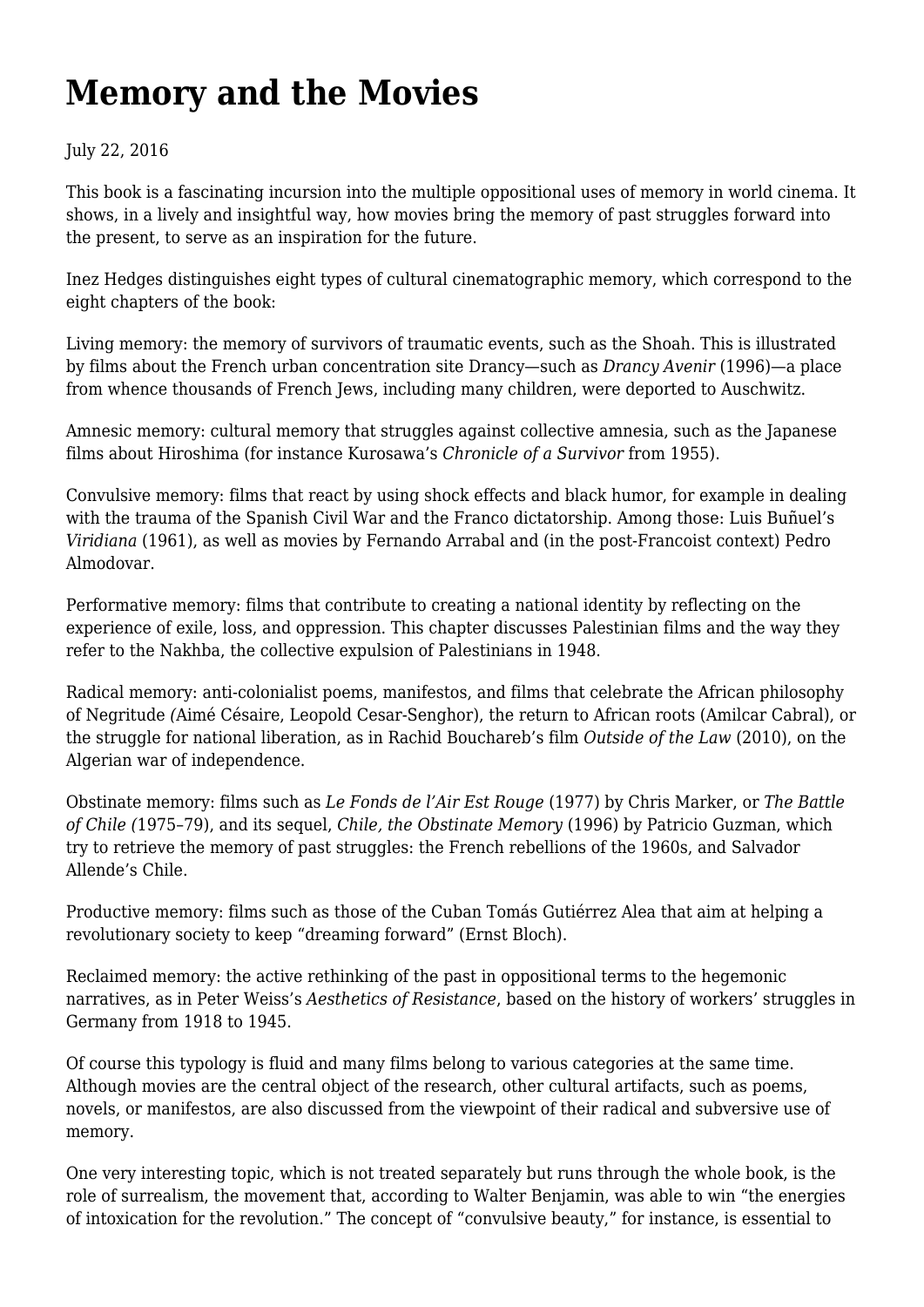# Memory and the Movies

July 22, 2016

This book is a fascinating incursion into the multiple oppositional uses of memory in world cinema. It shows, in a lively and insightful way, how movies bring the memory of past struggles forward into the present, to serve as an inspiration for the future.

Inez Hedges distinguishes eight types of cultural cinematographic memory, which correspond to the eight chapters of the book:

Living memory: the memory of survivors of traumatic events, such as the Shoah. This is illustrated by films about the French urban concentration site Drancy—such as *Drancy Avenir* (1996)—a place from whence thousands of French Jews, including many children, were deported to Auschwitz.

Amnesic memory: cultural memory that struggles against collective amnesia, such as the Japanese films about Hiroshima (for instance Kurosawa's *Chronicle of a Survivor* from 1955).

Convulsive memory: films that react by using shock effects and black humor, for example in dealing with the trauma of the Spanish Civil War and the Franco dictatorship. Among those: Luis Buñuel's *Viridiana* (1961), as well as movies by Fernando Arrabal and (in the post-Francoist context) Pedro Almodovar.

Performative memory: films that contribute to creating a national identity by reflecting on the experience of exile, loss, and oppression. This chapter discusses Palestinian films and the way they refer to the Nakhba, the collective expulsion of Palestinians in 1948.

Radical memory: anti-colonialist poems, manifestos, and films that celebrate the African philosophy of Negritude *(*Aimé Césaire, Leopold Cesar-Senghor), the return to African roots (Amilcar Cabral), or the struggle for national liberation, as in Rachid Bouchareb's film *Outside of the Law* (2010), on the Algerian war of independence.

Obstinate memory: films such as *Le Fonds de l'Air Est Rouge* (1977) by Chris Marker, or *The Battle of Chile (*1975–79), and its sequel, *Chile, the Obstinate Memory* (1996) by Patricio Guzman, which try to retrieve the memory of past struggles: the French rebellions of the 1960s, and Salvador Allende's Chile.

Productive memory: films such as those of the Cuban Tomás Gutiérrez Alea that aim at helping a revolutionary society to keep "dreaming forward" (Ernst Bloch).

Reclaimed memory: the active rethinking of the past in oppositional terms to the hegemonic narratives, as in Peter Weiss's *Aesthetics of Resistance*, based on the history of workers' struggles in Germany from 1918 to 1945.

Of course this typology is fluid and many films belong to various categories at the same time. Although movies are the central object of the research, other cultural artifacts, such as poems, novels, or manifestos, are also discussed from the viewpoint of their radical and subversive use of memory.

One very interesting topic, which is not treated separately but runs through the whole book, is the role of surrealism, the movement that, according to Walter Benjamin, was able to win "the energies of intoxication for the revolution." The concept of "convulsive beauty," for instance, is essential to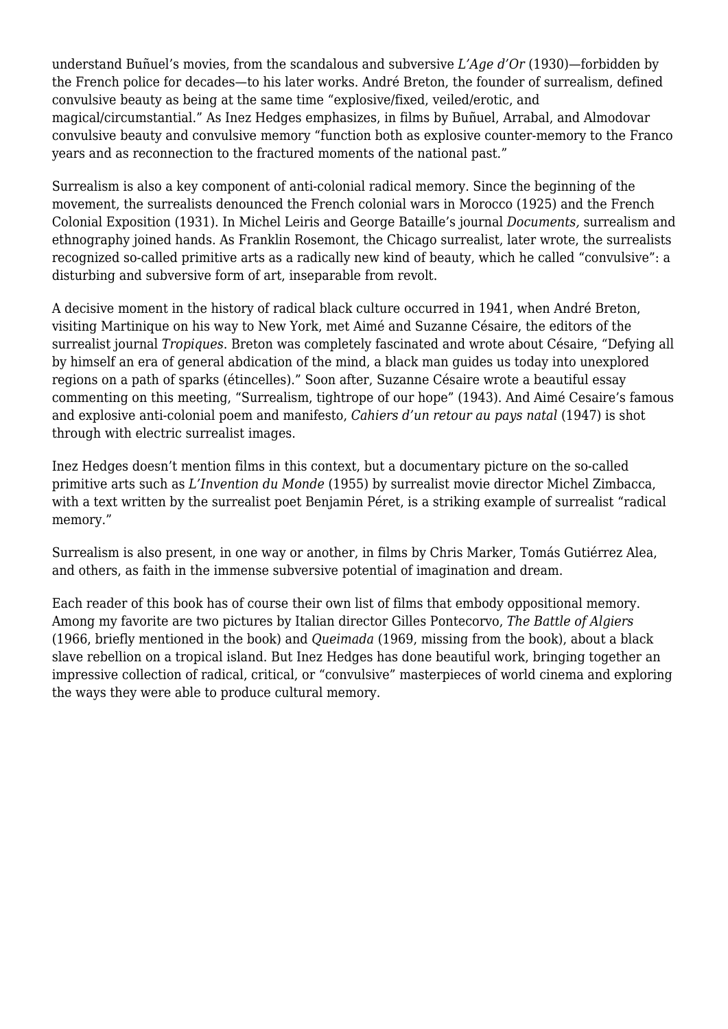understand Buñuel's movies, from the scandalous and subversive *L'Age d'Or* (1930)—forbidden by the French police for decades—to his later works. André Breton, the founder of surrealism, defined convulsive beauty as being at the same time "explosive/fixed, veiled/erotic, and magical/circumstantial." As Inez Hedges emphasizes, in films by Buñuel, Arrabal, and Almodovar convulsive beauty and convulsive memory "function both as explosive counter-memory to the Franco years and as reconnection to the fractured moments of the national past."

Surrealism is also a key component of anti-colonial radical memory. Since the beginning of the movement, the surrealists denounced the French colonial wars in Morocco (1925) and the French Colonial Exposition (1931). In Michel Leiris and George Bataille's journal *Documents,* surrealism and ethnography joined hands. As Franklin Rosemont, the Chicago surrealist, later wrote, the surrealists recognized so-called primitive arts as a radically new kind of beauty, which he called "convulsive": a disturbing and subversive form of art, inseparable from revolt.

A decisive moment in the history of radical black culture occurred in 1941, when André Breton, visiting Martinique on his way to New York, met Aimé and Suzanne Césaire, the editors of the surrealist journal *Tropiques*. Breton was completely fascinated and wrote about Césaire, "Defying all by himself an era of general abdication of the mind, a black man guides us today into unexplored regions on a path of sparks (étincelles)." Soon after, Suzanne Césaire wrote a beautiful essay commenting on this meeting, "Surrealism, tightrope of our hope" (1943). And Aimé Cesaire's famous and explosive anti-colonial poem and manifesto, *Cahiers d'un retour au pays natal* (1947) is shot through with electric surrealist images.

Inez Hedges doesn't mention films in this context, but a documentary picture on the so-called primitive arts such as *L'Invention du Monde* (1955) by surrealist movie director Michel Zimbacca, with a text written by the surrealist poet Benjamin Péret, is a striking example of surrealist "radical memory."

Surrealism is also present, in one way or another, in films by Chris Marker, Tomás Gutiérrez Alea, and others, as faith in the immense subversive potential of imagination and dream.

Each reader of this book has of course their own list of films that embody oppositional memory. Among my favorite are two pictures by Italian director Gilles Pontecorvo, *The Battle of Algiers* (1966, briefly mentioned in the book) and *Queimada* (1969, missing from the book), about a black slave rebellion on a tropical island. But Inez Hedges has done beautiful work, bringing together an impressive collection of radical, critical, or "convulsive" masterpieces of world cinema and exploring the ways they were able to produce cultural memory.